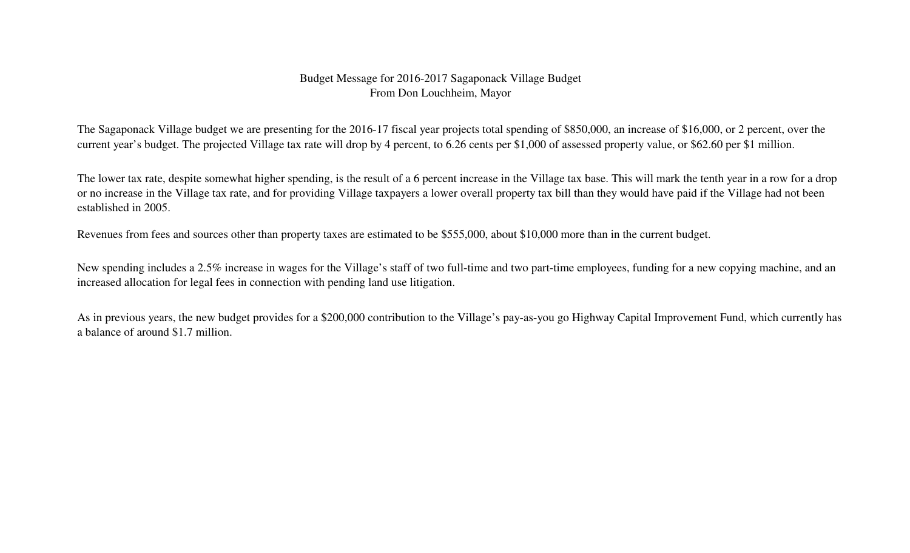# Budget Message for 2016-2017 Sagaponack Village Budget
## From Don Louchheim, Mayor

The Sagaponack Village budget we are presenting for the 2016-17 fiscal year projects total spending of $850,000, an increase of $16,000, or 2 percent, over the current year's budget. The projected Village tax rate will drop by 4 percent, to 6.26 cents per $1,000 of assessed property value, or $62.60 per $1 million.

The lower tax rate, despite somewhat higher spending, is the result of a 6 percent increase in the Village tax base. This will mark the tenth year in a row for a drop or no increase in the Village tax rate, and for providing Village taxpayers a lower overall property tax bill than they would have paid if the Village had not been established in 2005.

Revenues from fees and sources other than property taxes are estimated to be $555,000, about $10,000 more than in the current budget.

New spending includes a 2.5% increase in wages for the Village's staff of two full-time and two part-time employees, funding for a new copying machine, and an increased allocation for legal fees in connection with pending land use litigation.

As in previous years, the new budget provides for a $200,000 contribution to the Village's pay-as-you go Highway Capital Improvement Fund, which currently has a balance of around $1.7 million.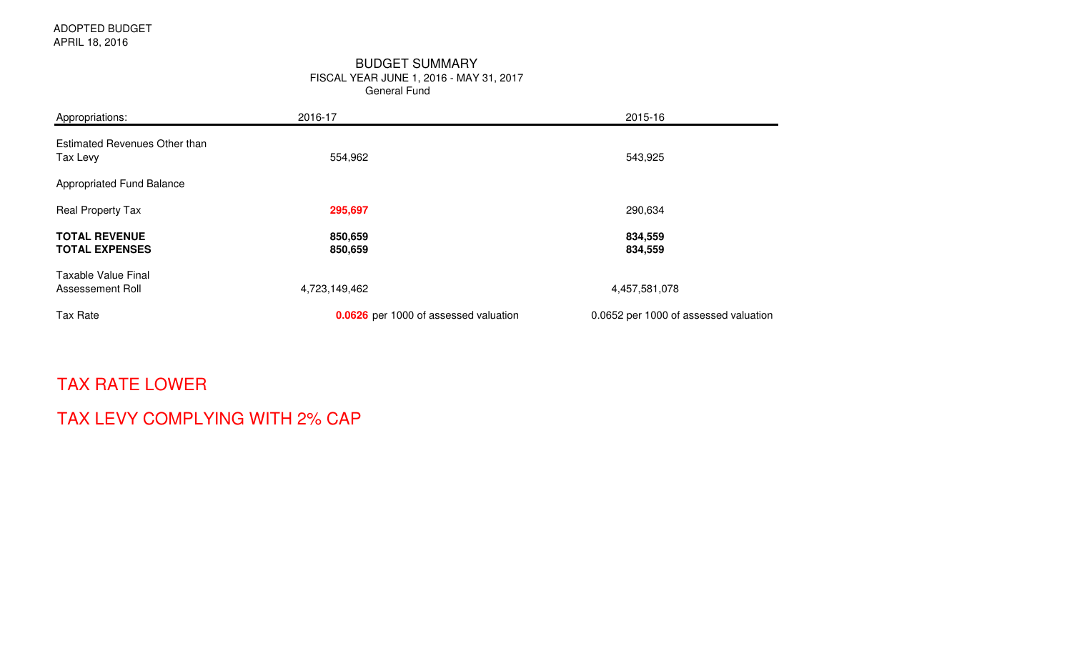ADOPTED BUDGET
APRIL 18, 2016

# BUDGET SUMMARY

## FISCAL YEAR JUNE 1, 2016 - MAY 31, 2017

### General Fund

| Appropriations: | 2016-17 | 2015-16 |
|---|---|---|
| Estimated Revenues Other than Tax Levy | 554,962 | 543,925 |
| Appropriated Fund Balance | | |
| Real Property Tax | **295,697** | 290,634 |
| **TOTAL REVENUE** | **850,659** | **834,559** |
| **TOTAL EXPENSES** | **850,659** | **834,559** |
| Taxable Value Final Assessement Roll | 4,723,149,462 | 4,457,581,078 |
| Tax Rate | **0.0626** per 1000 of assessed valuation | 0.0652 per 1000 of assessed valuation |

TAX RATE LOWER

TAX LEVY COMPLYING WITH 2% CAP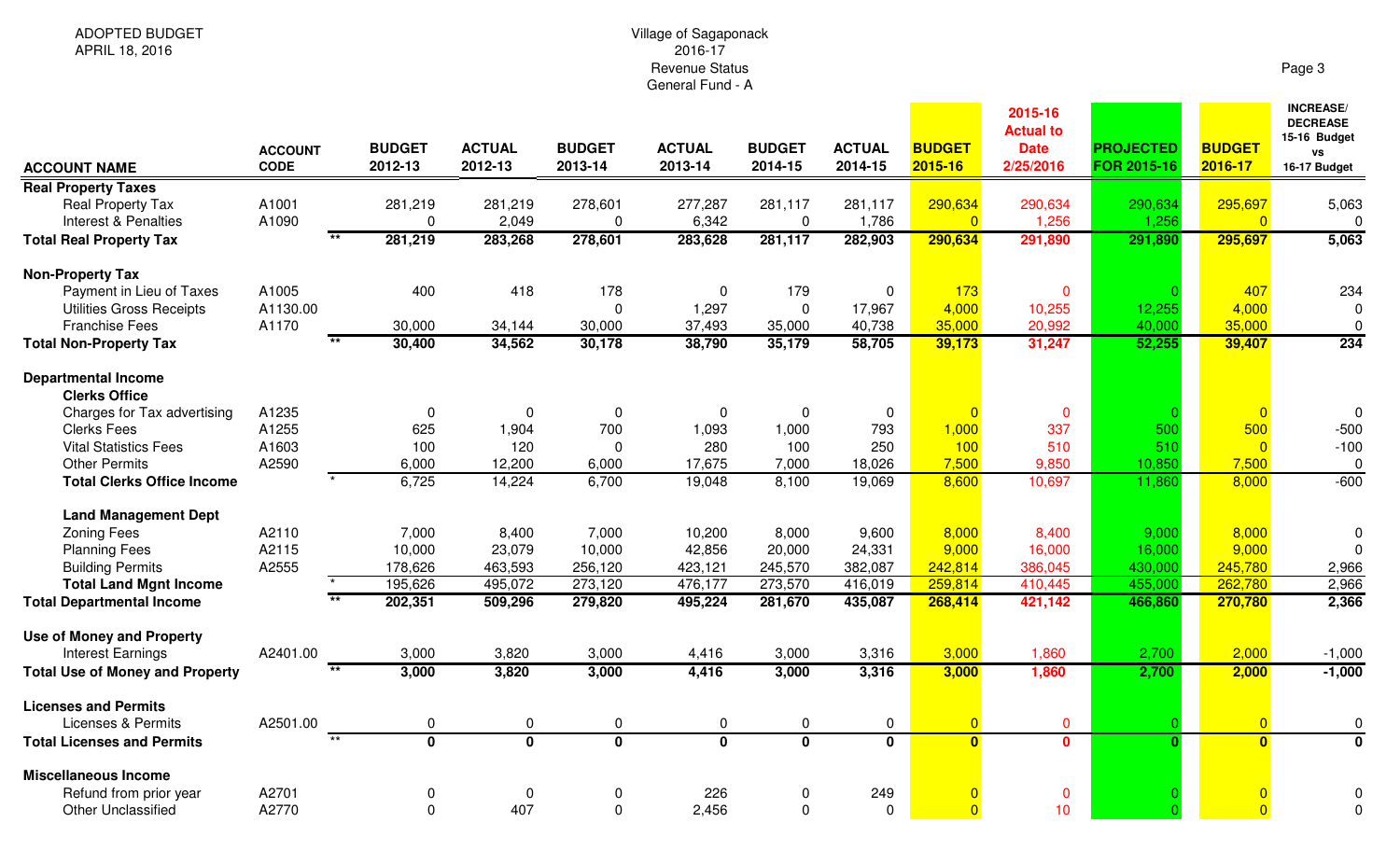ADOPTED BUDGET
APRIL 18, 2016

Village of Sagaponack
2016-17
Revenue Status
General Fund - A

| ACCOUNT NAME | ACCOUNT CODE | | BUDGET 2012-13 | ACTUAL 2012-13 | BUDGET 2013-14 | ACTUAL 2013-14 | BUDGET 2014-15 | ACTUAL 2014-15 | BUDGET 2015-16 | 2015-16 Actual to Date 2/25/2016 | PROJECTED FOR 2015-16 | BUDGET 2016-17 | INCREASE/ DECREASE 15-16 Budget vs 16-17 Budget |
|---|---|---|---|---|---|---|---|---|---|---|---|---|---|
| **Real Property Taxes** | | | | | | | | | | | | | |
| Real Property Tax | A1001 | | 281,219 | 281,219 | 278,601 | 277,287 | 281,117 | 281,117 | 290,634 | 290,634 | 290,634 | 295,697 | 5,063 |
| Interest & Penalties | A1090 | | 0 | 2,049 | 0 | 6,342 | 0 | 1,786 | 0 | 1,256 | 1,256 | 0 | 0 |
| **Total Real Property Tax** | | ** | **281,219** | **283,268** | **278,601** | **283,628** | **281,117** | **282,903** | **290,634** | **291,890** | **291,890** | **295,697** | **5,063** |
| **Non-Property Tax** | | | | | | | | | | | | | |
| Payment in Lieu of Taxes | A1005 | | 400 | 418 | 178 | 0 | 179 | 0 | 173 | 0 | 0 | 407 | 234 |
| Utilities Gross Receipts | A1130.00 | | | | 0 | 1,297 | 0 | 17,967 | 4,000 | 10,255 | 12,255 | 4,000 | 0 |
| Franchise Fees | A1170 | | 30,000 | 34,144 | 30,000 | 37,493 | 35,000 | 40,738 | 35,000 | 20,992 | 40,000 | 35,000 | 0 |
| **Total Non-Property Tax** | | ** | **30,400** | **34,562** | **30,178** | **38,790** | **35,179** | **58,705** | **39,173** | **31,247** | **52,255** | **39,407** | **234** |
| **Departmental Income** | | | | | | | | | | | | | |
| **Clerks Office** | | | | | | | | | | | | | |
| Charges for Tax advertising | A1235 | | 0 | 0 | 0 | 0 | 0 | 0 | 0 | 0 | 0 | 0 | 0 |
| Clerks Fees | A1255 | | 625 | 1,904 | 700 | 1,093 | 1,000 | 793 | 1,000 | 337 | 500 | 500 | -500 |
| Vital Statistics Fees | A1603 | | 100 | 120 | 0 | 280 | 100 | 250 | 100 | 510 | 510 | 0 | -100 |
| Other Permits | A2590 | | 6,000 | 12,200 | 6,000 | 17,675 | 7,000 | 18,026 | 7,500 | 9,850 | 10,850 | 7,500 | 0 |
| **Total Clerks Office Income** | | * | 6,725 | 14,224 | 6,700 | 19,048 | 8,100 | 19,069 | 8,600 | 10,697 | 11,860 | 8,000 | -600 |
| **Land Management Dept** | | | | | | | | | | | | | |
| Zoning Fees | A2110 | | 7,000 | 8,400 | 7,000 | 10,200 | 8,000 | 9,600 | 8,000 | 8,400 | 9,000 | 8,000 | 0 |
| Planning Fees | A2115 | | 10,000 | 23,079 | 10,000 | 42,856 | 20,000 | 24,331 | 9,000 | 16,000 | 16,000 | 9,000 | 0 |
| Building Permits | A2555 | | 178,626 | 463,593 | 256,120 | 423,121 | 245,570 | 382,087 | 242,814 | 386,045 | 430,000 | 245,780 | 2,966 |
| **Total Land Mgnt Income** | | * | 195,626 | 495,072 | 273,120 | 476,177 | 273,570 | 416,019 | 259,814 | 410,445 | 455,000 | 262,780 | 2,966 |
| **Total Departmental Income** | | ** | **202,351** | **509,296** | **279,820** | **495,224** | **281,670** | **435,087** | **268,414** | **421,142** | **466,860** | **270,780** | **2,366** |
| **Use of Money and Property** | | | | | | | | | | | | | |
| Interest Earnings | A2401.00 | | 3,000 | 3,820 | 3,000 | 4,416 | 3,000 | 3,316 | 3,000 | 1,860 | 2,700 | 2,000 | -1,000 |
| **Total Use of Money and Property** | | ** | **3,000** | **3,820** | **3,000** | **4,416** | **3,000** | **3,316** | **3,000** | **1,860** | **2,700** | **2,000** | **-1,000** |
| **Licenses and Permits** | | | | | | | | | | | | | |
| Licenses & Permits | A2501.00 | | 0 | 0 | 0 | 0 | 0 | 0 | 0 | 0 | 0 | 0 | 0 |
| **Total Licenses and Permits** | | ** | **0** | **0** | **0** | **0** | **0** | **0** | **0** | **0** | **0** | **0** | **0** |
| **Miscellaneous Income** | | | | | | | | | | | | | |
| Refund from prior year | A2701 | | 0 | 0 | 0 | 226 | 0 | 249 | 0 | 0 | 0 | 0 | 0 |
| Other Unclassified | A2770 | | 0 | 407 | 0 | 2,456 | 0 | 0 | 0 | 10 | 0 | 0 | 0 |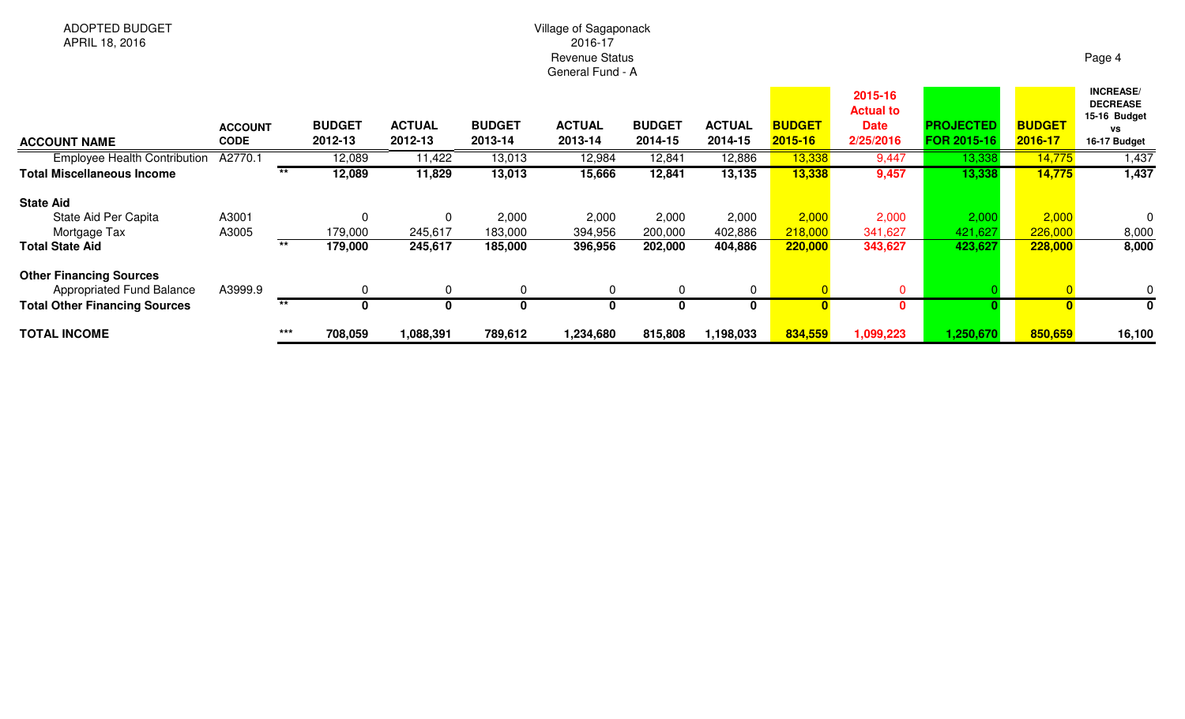ADOPTED BUDGET
APRIL 18, 2016

Village of Sagaponack
2016-17
Revenue Status
General Fund - A

| ACCOUNT NAME | ACCOUNT CODE | | BUDGET 2012-13 | ACTUAL 2012-13 | BUDGET 2013-14 | ACTUAL 2013-14 | BUDGET 2014-15 | ACTUAL 2014-15 | BUDGET 2015-16 | 2015-16 Actual to Date 2/25/2016 | PROJECTED FOR 2015-16 | BUDGET 2016-17 | INCREASE/ DECREASE 15-16 Budget vs 16-17 Budget |
|---|---|---|---|---|---|---|---|---|---|---|---|---|---|
| Employee Health Contribution | A2770.1 | | 12,089 | 11,422 | 13,013 | 12,984 | 12,841 | 12,886 | 13,338 | 9,447 | 13,338 | 14,775 | 1,437 |
| **Total Miscellaneous Income** | | ** | **12,089** | **11,829** | **13,013** | **15,666** | **12,841** | **13,135** | **13,338** | **9,457** | **13,338** | **14,775** | **1,437** |
| **State Aid** | | | | | | | | | | | | | |
| State Aid Per Capita | A3001 | | 0 | 0 | 2,000 | 2,000 | 2,000 | 2,000 | 2,000 | 2,000 | 2,000 | 2,000 | 0 |
| Mortgage Tax | A3005 | | 179,000 | 245,617 | 183,000 | 394,956 | 200,000 | 402,886 | 218,000 | 341,627 | 421,627 | 226,000 | 8,000 |
| **Total State Aid** | | ** | **179,000** | **245,617** | **185,000** | **396,956** | **202,000** | **404,886** | **220,000** | **343,627** | **423,627** | **228,000** | **8,000** |
| **Other Financing Sources** | | | | | | | | | | | | | |
| Appropriated Fund Balance | A3999.9 | | 0 | 0 | 0 | 0 | 0 | 0 | 0 | 0 | 0 | 0 | 0 |
| **Total Other Financing Sources** | | ** | **0** | **0** | **0** | **0** | **0** | **0** | **0** | **0** | **0** | **0** | **0** |
| **TOTAL INCOME** | | *** | **708,059** | **1,088,391** | **789,612** | **1,234,680** | **815,808** | **1,198,033** | **834,559** | **1,099,223** | **1,250,670** | **850,659** | **16,100** |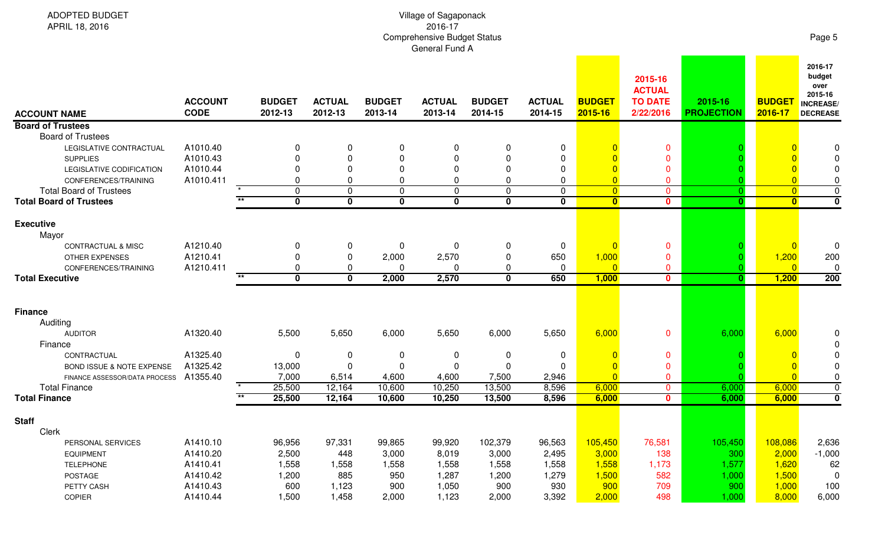ADOPTED BUDGET
APRIL 18, 2016

# Village of Sagaponack
## 2016-17
## Comprehensive Budget Status
## General Fund A

| ACCOUNT NAME | ACCOUNT CODE | | BUDGET 2012-13 | ACTUAL 2012-13 | BUDGET 2013-14 | ACTUAL 2013-14 | BUDGET 2014-15 | ACTUAL 2014-15 | BUDGET 2015-16 | 2015-16 ACTUAL TO DATE 2/22/2016 | 2015-16 PROJECTION | BUDGET 2016-17 | 2016-17 budget over 2015-16 INCREASE/ DECREASE |
|---|---|---|---|---|---|---|---|---|---|---|---|---|---|
| **Board of Trustees** | | | | | | | | | | | | | |
| Board of Trustees | | | | | | | | | | | | | |
| LEGISLATIVE CONTRACTUAL | A1010.40 | | 0 | 0 | 0 | 0 | 0 | 0 | 0 | 0 | 0 | 0 | 0 |
| SUPPLIES | A1010.43 | | 0 | 0 | 0 | 0 | 0 | 0 | 0 | 0 | 0 | 0 | 0 |
| LEGISLATIVE CODIFICATION | A1010.44 | | 0 | 0 | 0 | 0 | 0 | 0 | 0 | 0 | 0 | 0 | 0 |
| CONFERENCES/TRAINING | A1010.411 | | 0 | 0 | 0 | 0 | 0 | 0 | 0 | 0 | 0 | 0 | 0 |
| Total Board of Trustees | | * | 0 | 0 | 0 | 0 | 0 | 0 | 0 | 0 | 0 | 0 | 0 |
| **Total Board of Trustees** | | ** | **0** | **0** | **0** | **0** | **0** | **0** | **0** | **0** | **0** | **0** | **0** |
| **Executive** | | | | | | | | | | | | | |
| Mayor | | | | | | | | | | | | | |
| CONTRACTUAL & MISC | A1210.40 | | 0 | 0 | 0 | 0 | 0 | 0 | 0 | 0 | 0 | 0 | 0 |
| OTHER EXPENSES | A1210.41 | | 0 | 0 | 2,000 | 2,570 | 0 | 650 | 1,000 | 0 | 0 | 1,200 | 200 |
| CONFERENCES/TRAINING | A1210.411 | | 0 | 0 | 0 | 0 | 0 | 0 | 0 | 0 | 0 | 0 | 0 |
| **Total Executive** | | ** | **0** | **0** | **2,000** | **2,570** | **0** | **650** | **1,000** | **0** | **0** | **1,200** | **200** |
| **Finance** | | | | | | | | | | | | | |
| Auditing | | | | | | | | | | | | | |
| AUDITOR | A1320.40 | | 5,500 | 5,650 | 6,000 | 5,650 | 6,000 | 5,650 | 6,000 | 0 | 6,000 | 6,000 | 0 |
| Finance | | | | | | | | | | | | | 0 |
| CONTRACTUAL | A1325.40 | | 0 | 0 | 0 | 0 | 0 | 0 | 0 | 0 | 0 | 0 | 0 |
| BOND ISSUE & NOTE EXPENSE | A1325.42 | | 13,000 | 0 | 0 | 0 | 0 | 0 | 0 | 0 | 0 | 0 | 0 |
| FINANCE ASSESSOR/DATA PROCESS | A1355.40 | | 7,000 | 6,514 | 4,600 | 4,600 | 7,500 | 2,946 | 0 | 0 | 0 | 0 | 0 |
| Total Finance | | * | 25,500 | 12,164 | 10,600 | 10,250 | 13,500 | 8,596 | 6,000 | 0 | 6,000 | 6,000 | 0 |
| **Total Finance** | | ** | **25,500** | **12,164** | **10,600** | **10,250** | **13,500** | **8,596** | **6,000** | **0** | **6,000** | **6,000** | **0** |
| **Staff** | | | | | | | | | | | | | |
| Clerk | | | | | | | | | | | | | |
| PERSONAL SERVICES | A1410.10 | | 96,956 | 97,331 | 99,865 | 99,920 | 102,379 | 96,563 | 105,450 | 76,581 | 105,450 | 108,086 | 2,636 |
| EQUIPMENT | A1410.20 | | 2,500 | 448 | 3,000 | 8,019 | 3,000 | 2,495 | 3,000 | 138 | 300 | 2,000 | -1,000 |
| TELEPHONE | A1410.41 | | 1,558 | 1,558 | 1,558 | 1,558 | 1,558 | 1,558 | 1,558 | 1,173 | 1,577 | 1,620 | 62 |
| POSTAGE | A1410.42 | | 1,200 | 885 | 950 | 1,287 | 1,200 | 1,279 | 1,500 | 582 | 1,000 | 1,500 | 0 |
| PETTY CASH | A1410.43 | | 600 | 1,123 | 900 | 1,050 | 900 | 930 | 900 | 709 | 900 | 1,000 | 100 |
| COPIER | A1410.44 | | 1,500 | 1,458 | 2,000 | 1,123 | 2,000 | 3,392 | 2,000 | 498 | 1,000 | 8,000 | 6,000 |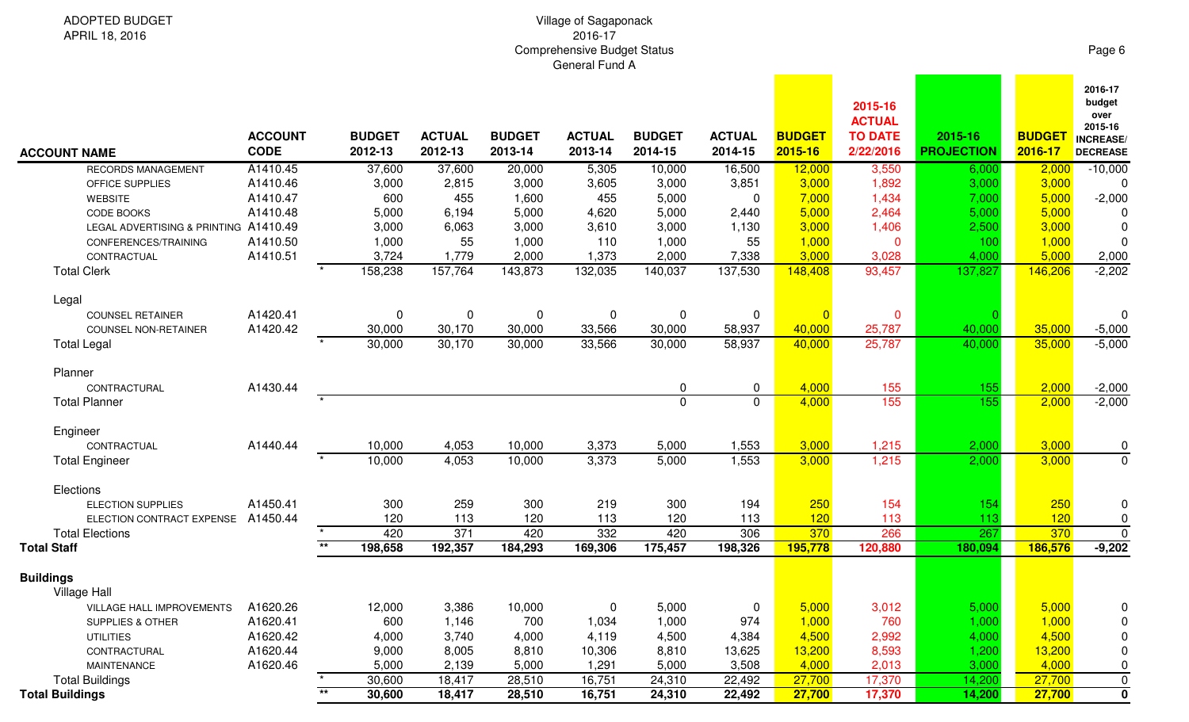ADOPTED BUDGET
APRIL 18, 2016

Village of Sagaponack
2016-17
Comprehensive Budget Status
General Fund A

| ACCOUNT NAME | ACCOUNT CODE | | BUDGET 2012-13 | ACTUAL 2012-13 | BUDGET 2013-14 | ACTUAL 2013-14 | BUDGET 2014-15 | ACTUAL 2014-15 | BUDGET 2015-16 | 2015-16 ACTUAL TO DATE 2/22/2016 | 2015-16 PROJECTION | BUDGET 2016-17 | 2016-17 budget over 2015-16 INCREASE/ DECREASE |
|---|---|---|---|---|---|---|---|---|---|---|---|---|---|
| RECORDS MANAGEMENT | A1410.45 | | 37,600 | 37,600 | 20,000 | 5,305 | 10,000 | 16,500 | 12,000 | 3,550 | 6,000 | 2,000 | -10,000 |
| OFFICE SUPPLIES | A1410.46 | | 3,000 | 2,815 | 3,000 | 3,605 | 3,000 | 3,851 | 3,000 | 1,892 | 3,000 | 3,000 | 0 |
| WEBSITE | A1410.47 | | 600 | 455 | 1,600 | 455 | 5,000 | 0 | 7,000 | 1,434 | 7,000 | 5,000 | -2,000 |
| CODE BOOKS | A1410.48 | | 5,000 | 6,194 | 5,000 | 4,620 | 5,000 | 2,440 | 5,000 | 2,464 | 5,000 | 5,000 | 0 |
| LEGAL ADVERTISING & PRINTING | A1410.49 | | 3,000 | 6,063 | 3,000 | 3,610 | 3,000 | 1,130 | 3,000 | 1,406 | 2,500 | 3,000 | 0 |
| CONFERENCES/TRAINING | A1410.50 | | 1,000 | 55 | 1,000 | 110 | 1,000 | 55 | 1,000 | 0 | 100 | 1,000 | 0 |
| CONTRACTUAL | A1410.51 | | 3,724 | 1,779 | 2,000 | 1,373 | 2,000 | 7,338 | 3,000 | 3,028 | 4,000 | 5,000 | 2,000 |
| Total Clerk | | * | 158,238 | 157,764 | 143,873 | 132,035 | 140,037 | 137,530 | 148,408 | 93,457 | 137,827 | 146,206 | -2,202 |
| Legal | | | | | | | | | | | | | |
| COUNSEL RETAINER | A1420.41 | | 0 | 0 | 0 | 0 | 0 | 0 | 0 | 0 | 0 | | 0 |
| COUNSEL NON-RETAINER | A1420.42 | | 30,000 | 30,170 | 30,000 | 33,566 | 30,000 | 58,937 | 40,000 | 25,787 | 40,000 | 35,000 | -5,000 |
| Total Legal | | * | 30,000 | 30,170 | 30,000 | 33,566 | 30,000 | 58,937 | 40,000 | 25,787 | 40,000 | 35,000 | -5,000 |
| Planner | | | | | | | | | | | | | |
| CONTRACTURAL | A1430.44 | | | | | | 0 | 0 | 4,000 | 155 | 155 | 2,000 | -2,000 |
| Total Planner | | * | | | | | 0 | 0 | 4,000 | 155 | 155 | 2,000 | -2,000 |
| Engineer | | | | | | | | | | | | | |
| CONTRACTUAL | A1440.44 | | 10,000 | 4,053 | 10,000 | 3,373 | 5,000 | 1,553 | 3,000 | 1,215 | 2,000 | 3,000 | 0 |
| Total Engineer | | * | 10,000 | 4,053 | 10,000 | 3,373 | 5,000 | 1,553 | 3,000 | 1,215 | 2,000 | 3,000 | 0 |
| Elections | | | | | | | | | | | | | |
| ELECTION SUPPLIES | A1450.41 | | 300 | 259 | 300 | 219 | 300 | 194 | 250 | 154 | 154 | 250 | 0 |
| ELECTION CONTRACT EXPENSE | A1450.44 | | 120 | 113 | 120 | 113 | 120 | 113 | 120 | 113 | 113 | 120 | 0 |
| Total Elections | | * | 420 | 371 | 420 | 332 | 420 | 306 | 370 | 266 | 267 | 370 | 0 |
| **Total Staff** | | ** | **198,658** | **192,357** | **184,293** | **169,306** | **175,457** | **198,326** | **195,778** | **120,880** | **180,094** | **186,576** | **-9,202** |
| **Buildings** | | | | | | | | | | | | | |
| Village Hall | | | | | | | | | | | | | |
| VILLAGE HALL IMPROVEMENTS | A1620.26 | | 12,000 | 3,386 | 10,000 | 0 | 5,000 | 0 | 5,000 | 3,012 | 5,000 | 5,000 | 0 |
| SUPPLIES & OTHER | A1620.41 | | 600 | 1,146 | 700 | 1,034 | 1,000 | 974 | 1,000 | 760 | 1,000 | 1,000 | 0 |
| UTILITIES | A1620.42 | | 4,000 | 3,740 | 4,000 | 4,119 | 4,500 | 4,384 | 4,500 | 2,992 | 4,000 | 4,500 | 0 |
| CONTRACTUAL | A1620.44 | | 9,000 | 8,005 | 8,810 | 10,306 | 8,810 | 13,625 | 13,200 | 8,593 | 1,200 | 13,200 | 0 |
| MAINTENANCE | A1620.46 | | 5,000 | 2,139 | 5,000 | 1,291 | 5,000 | 3,508 | 4,000 | 2,013 | 3,000 | 4,000 | 0 |
| Total Buildings | | * | 30,600 | 18,417 | 28,510 | 16,751 | 24,310 | 22,492 | 27,700 | 17,370 | 14,200 | 27,700 | 0 |
| **Total Buildings** | | ** | **30,600** | **18,417** | **28,510** | **16,751** | **24,310** | **22,492** | **27,700** | **17,370** | **14,200** | **27,700** | **0** |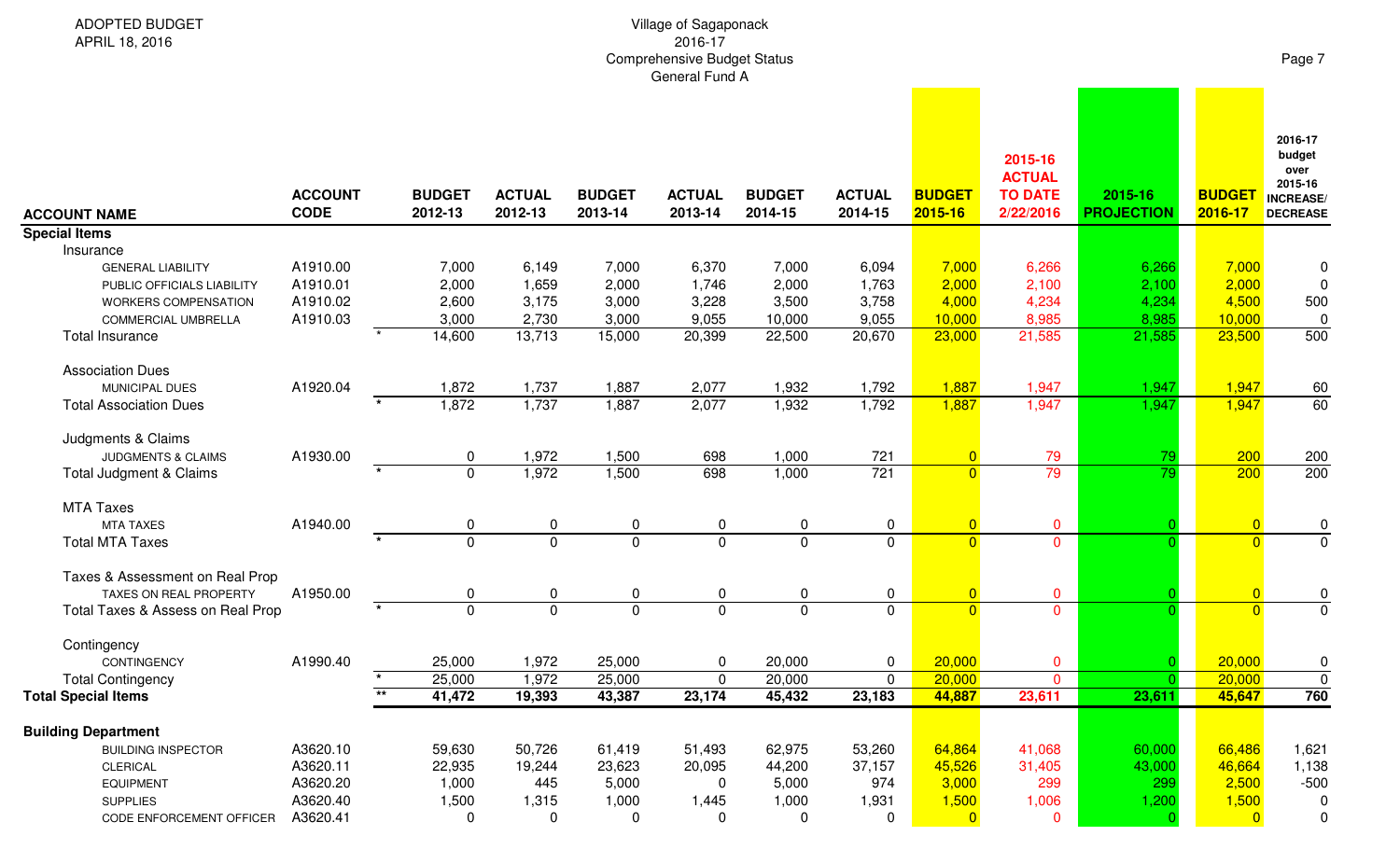ADOPTED BUDGET
APRIL 18, 2016

Village of Sagaponack
2016-17
Comprehensive Budget Status
General Fund A

| ACCOUNT NAME | ACCOUNT CODE | | BUDGET 2012-13 | ACTUAL 2012-13 | BUDGET 2013-14 | ACTUAL 2013-14 | BUDGET 2014-15 | ACTUAL 2014-15 | BUDGET 2015-16 | 2015-16 ACTUAL TO DATE 2/22/2016 | 2015-16 PROJECTION | BUDGET 2016-17 | 2016-17 budget over 2015-16 INCREASE/ DECREASE |
|---|---|---|---|---|---|---|---|---|---|---|---|---|---|
| **Special Items** | | | | | | | | | | | | | |
| Insurance | | | | | | | | | | | | | |
| GENERAL LIABILITY | A1910.00 | | 7,000 | 6,149 | 7,000 | 6,370 | 7,000 | 6,094 | 7,000 | 6,266 | 6,266 | 7,000 | 0 |
| PUBLIC OFFICIALS LIABILITY | A1910.01 | | 2,000 | 1,659 | 2,000 | 1,746 | 2,000 | 1,763 | 2,000 | 2,100 | 2,100 | 2,000 | 0 |
| WORKERS COMPENSATION | A1910.02 | | 2,600 | 3,175 | 3,000 | 3,228 | 3,500 | 3,758 | 4,000 | 4,234 | 4,234 | 4,500 | 500 |
| COMMERCIAL UMBRELLA | A1910.03 | | 3,000 | 2,730 | 3,000 | 9,055 | 10,000 | 9,055 | 10,000 | 8,985 | 8,985 | 10,000 | 0 |
| Total Insurance | | * | 14,600 | 13,713 | 15,000 | 20,399 | 22,500 | 20,670 | 23,000 | 21,585 | 21,585 | 23,500 | 500 |
| Association Dues | | | | | | | | | | | | | |
| MUNICIPAL DUES | A1920.04 | | 1,872 | 1,737 | 1,887 | 2,077 | 1,932 | 1,792 | 1,887 | 1,947 | 1,947 | 1,947 | 60 |
| Total Association Dues | | * | 1,872 | 1,737 | 1,887 | 2,077 | 1,932 | 1,792 | 1,887 | 1,947 | 1,947 | 1,947 | 60 |
| Judgments & Claims | | | | | | | | | | | | | |
| JUDGMENTS & CLAIMS | A1930.00 | | 0 | 1,972 | 1,500 | 698 | 1,000 | 721 | 0 | 79 | 79 | 200 | 200 |
| Total Judgment & Claims | | * | 0 | 1,972 | 1,500 | 698 | 1,000 | 721 | 0 | 79 | 79 | 200 | 200 |
| MTA Taxes | | | | | | | | | | | | | |
| MTA TAXES | A1940.00 | | 0 | 0 | 0 | 0 | 0 | 0 | 0 | 0 | 0 | 0 | 0 |
| Total MTA Taxes | | * | 0 | 0 | 0 | 0 | 0 | 0 | 0 | 0 | 0 | 0 | 0 |
| Taxes & Assessment on Real Prop | | | | | | | | | | | | | |
| TAXES ON REAL PROPERTY | A1950.00 | | 0 | 0 | 0 | 0 | 0 | 0 | 0 | 0 | 0 | 0 | 0 |
| Total Taxes & Assess on Real Prop | | * | 0 | 0 | 0 | 0 | 0 | 0 | 0 | 0 | 0 | 0 | 0 |
| Contingency | | | | | | | | | | | | | |
| CONTINGENCY | A1990.40 | | 25,000 | 1,972 | 25,000 | 0 | 20,000 | 0 | 20,000 | 0 | 0 | 20,000 | 0 |
| Total Contingency | | * | 25,000 | 1,972 | 25,000 | 0 | 20,000 | 0 | 20,000 | 0 | 0 | 20,000 | 0 |
| **Total Special Items** | | ** | **41,472** | **19,393** | **43,387** | **23,174** | **45,432** | **23,183** | **44,887** | **23,611** | **23,611** | **45,647** | **760** |
| **Building Department** | | | | | | | | | | | | | |
| BUILDING INSPECTOR | A3620.10 | | 59,630 | 50,726 | 61,419 | 51,493 | 62,975 | 53,260 | 64,864 | 41,068 | 60,000 | 66,486 | 1,621 |
| CLERICAL | A3620.11 | | 22,935 | 19,244 | 23,623 | 20,095 | 44,200 | 37,157 | 45,526 | 31,405 | 43,000 | 46,664 | 1,138 |
| EQUIPMENT | A3620.20 | | 1,000 | 445 | 5,000 | 0 | 5,000 | 974 | 3,000 | 299 | 299 | 2,500 | -500 |
| SUPPLIES | A3620.40 | | 1,500 | 1,315 | 1,000 | 1,445 | 1,000 | 1,931 | 1,500 | 1,006 | 1,200 | 1,500 | 0 |
| CODE ENFORCEMENT OFFICER | A3620.41 | | 0 | 0 | 0 | 0 | 0 | 0 | 0 | 0 | 0 | 0 | 0 |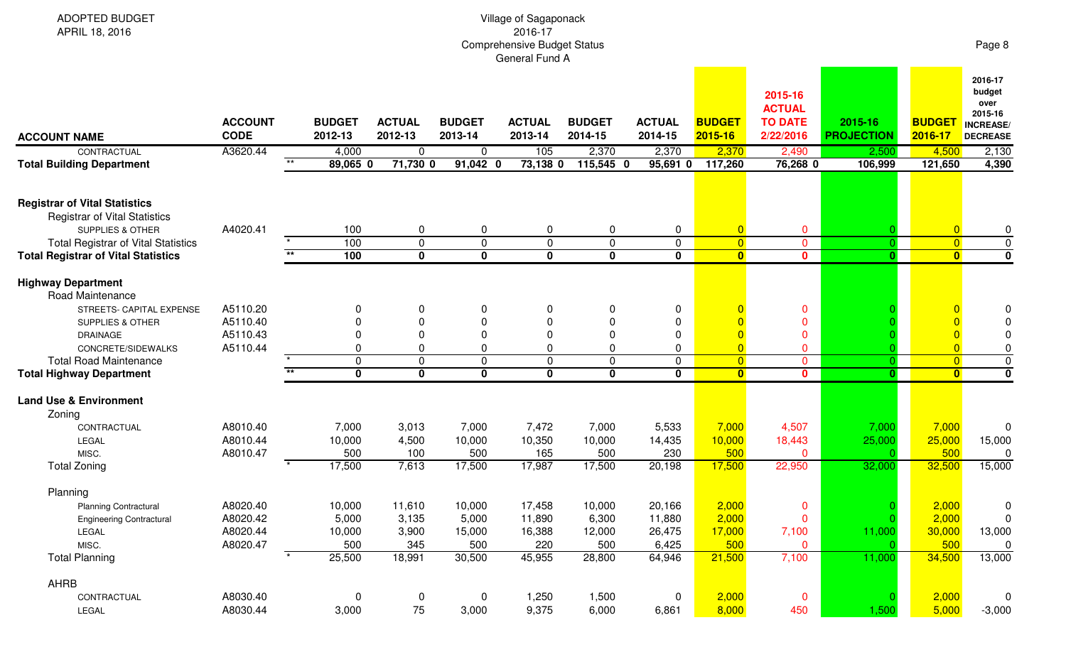ADOPTED BUDGET
APRIL 18, 2016

Village of Sagaponack
2016-17
Comprehensive Budget Status
General Fund A

| ACCOUNT NAME | ACCOUNT CODE | | BUDGET 2012-13 | ACTUAL 2012-13 | BUDGET 2013-14 | ACTUAL 2013-14 | BUDGET 2014-15 | ACTUAL 2014-15 | BUDGET 2015-16 | 2015-16 ACTUAL TO DATE 2/22/2016 | 2015-16 PROJECTION | BUDGET 2016-17 | 2016-17 budget over 2015-16 INCREASE/ DECREASE |
|---|---|---|---|---|---|---|---|---|---|---|---|---|---|
| CONTRACTUAL | A3620.44 | | 4,000 | 0 | 0 | 105 | 2,370 | 2,370 | 2,370 | 2,490 | 2,500 | 4,500 | 2,130 |
| **Total Building Department** | | ** | 89,065 0 | 71,730 0 | 91,042 0 | 73,138 0 | 115,545 0 | 95,691 0 | 117,260 | 76,268 0 | 106,999 | 121,650 | 4,390 |
| **Registrar of Vital Statistics** | | | | | | | | | | | | | |
| Registrar of Vital Statistics | | | | | | | | | | | | | |
| SUPPLIES & OTHER | A4020.41 | | 100 | 0 | 0 | 0 | 0 | 0 | 0 | 0 | 0 | 0 | 0 |
| Total Registrar of Vital Statistics | | * | 100 | 0 | 0 | 0 | 0 | 0 | 0 | 0 | 0 | 0 | 0 |
| **Total Registrar of Vital Statistics** | | ** | **100** | **0** | **0** | **0** | **0** | **0** | **0** | **0** | **0** | **0** | **0** |
| **Highway Department** | | | | | | | | | | | | | |
| Road Maintenance | | | | | | | | | | | | | |
| STREETS- CAPITAL EXPENSE | A5110.20 | | 0 | 0 | 0 | 0 | 0 | 0 | 0 | 0 | 0 | 0 | 0 |
| SUPPLIES & OTHER | A5110.40 | | 0 | 0 | 0 | 0 | 0 | 0 | 0 | 0 | 0 | 0 | 0 |
| DRAINAGE | A5110.43 | | 0 | 0 | 0 | 0 | 0 | 0 | 0 | 0 | 0 | 0 | 0 |
| CONCRETE/SIDEWALKS | A5110.44 | | 0 | 0 | 0 | 0 | 0 | 0 | 0 | 0 | 0 | 0 | 0 |
| Total Road Maintenance | | * | 0 | 0 | 0 | 0 | 0 | 0 | 0 | 0 | 0 | 0 | 0 |
| **Total Highway Department** | | ** | **0** | **0** | **0** | **0** | **0** | **0** | **0** | **0** | **0** | **0** | **0** |
| **Land Use & Environment** | | | | | | | | | | | | | |
| Zoning | | | | | | | | | | | | | |
| CONTRACTUAL | A8010.40 | | 7,000 | 3,013 | 7,000 | 7,472 | 7,000 | 5,533 | 7,000 | 4,507 | 7,000 | 7,000 | 0 |
| LEGAL | A8010.44 | | 10,000 | 4,500 | 10,000 | 10,350 | 10,000 | 14,435 | 10,000 | 18,443 | 25,000 | 25,000 | 15,000 |
| MISC. | A8010.47 | | 500 | 100 | 500 | 165 | 500 | 230 | 500 | 0 | 0 | 500 | 0 |
| Total Zoning | | * | 17,500 | 7,613 | 17,500 | 17,987 | 17,500 | 20,198 | 17,500 | 22,950 | 32,000 | 32,500 | 15,000 |
| Planning | | | | | | | | | | | | | |
| Planning Contractural | A8020.40 | | 10,000 | 11,610 | 10,000 | 17,458 | 10,000 | 20,166 | 2,000 | 0 | 0 | 2,000 | 0 |
| Engineering Contractural | A8020.42 | | 5,000 | 3,135 | 5,000 | 11,890 | 6,300 | 11,880 | 2,000 | 0 | 0 | 2,000 | 0 |
| LEGAL | A8020.44 | | 10,000 | 3,900 | 15,000 | 16,388 | 12,000 | 26,475 | 17,000 | 7,100 | 11,000 | 30,000 | 13,000 |
| MISC. | A8020.47 | | 500 | 345 | 500 | 220 | 500 | 6,425 | 500 | 0 | 0 | 500 | 0 |
| Total Planning | | * | 25,500 | 18,991 | 30,500 | 45,955 | 28,800 | 64,946 | 21,500 | 7,100 | 11,000 | 34,500 | 13,000 |
| AHRB | | | | | | | | | | | | | |
| CONTRACTUAL | A8030.40 | | 0 | 0 | 0 | 1,250 | 1,500 | 0 | 2,000 | 0 | 0 | 2,000 | 0 |
| LEGAL | A8030.44 | | 3,000 | 75 | 3,000 | 9,375 | 6,000 | 6,861 | 8,000 | 450 | 1,500 | 5,000 | -3,000 |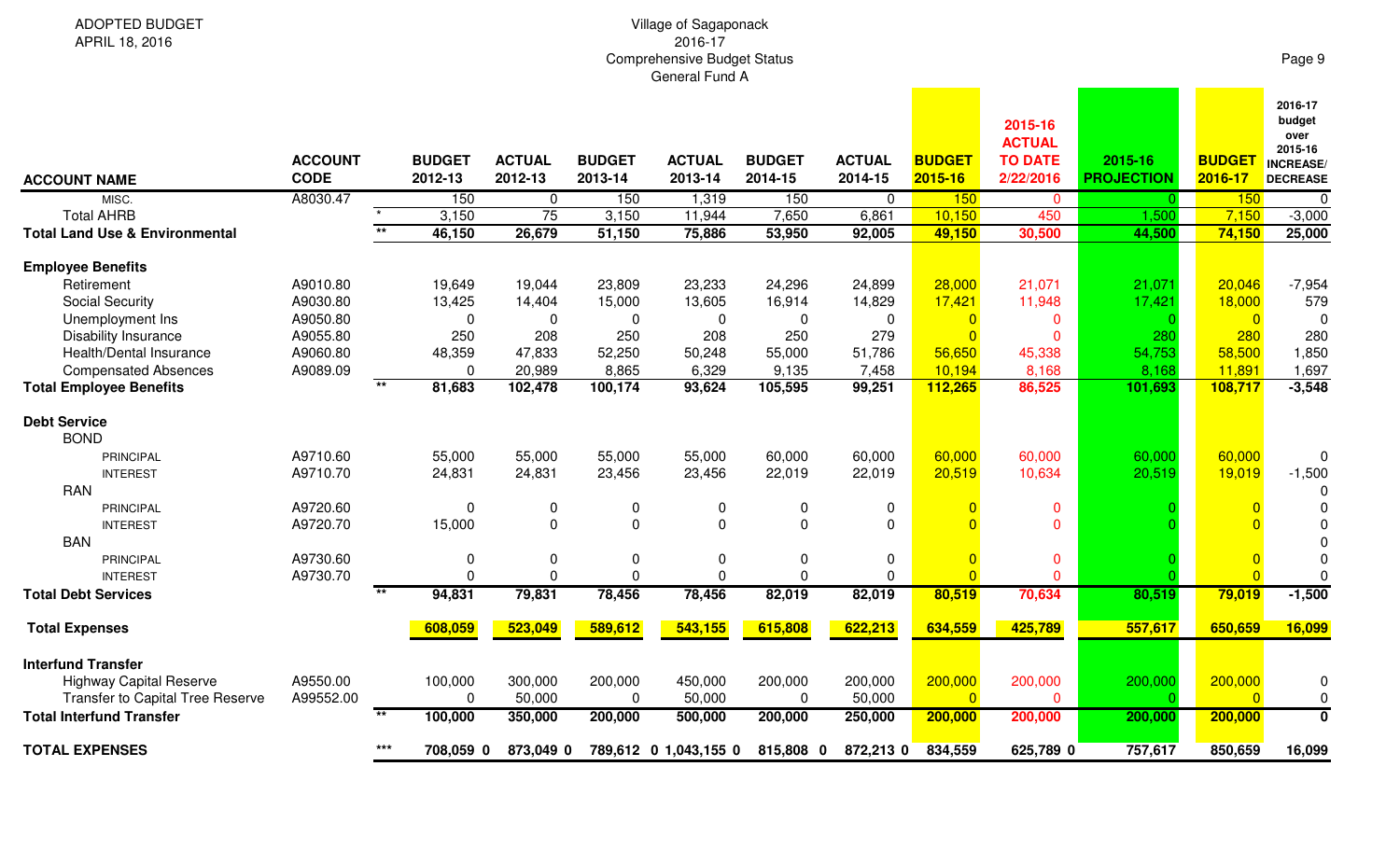ADOPTED BUDGET
APRIL 18, 2016

Village of Sagaponack
2016-17
Comprehensive Budget Status
General Fund A

| ACCOUNT NAME | ACCOUNT CODE | | BUDGET 2012-13 | ACTUAL 2012-13 | BUDGET 2013-14 | ACTUAL 2013-14 | BUDGET 2014-15 | ACTUAL 2014-15 | BUDGET 2015-16 | 2015-16 ACTUAL TO DATE 2/22/2016 | 2015-16 PROJECTION | BUDGET 2016-17 | 2016-17 budget over 2015-16 INCREASE/ DECREASE |
|---|---|---|---|---|---|---|---|---|---|---|---|---|---|
| MISC. | A8030.47 | | 150 | 0 | 150 | 1,319 | 150 | 0 | 150 | 0 | 0 | 150 | 0 |
| Total AHRB | | * | 3,150 | 75 | 3,150 | 11,944 | 7,650 | 6,861 | 10,150 | 450 | 1,500 | 7,150 | -3,000 |
| **Total Land Use & Environmental** | | ** | **46,150** | **26,679** | **51,150** | **75,886** | **53,950** | **92,005** | **49,150** | **30,500** | **44,500** | **74,150** | **25,000** |
| **Employee Benefits** | | | | | | | | | | | | | |
| Retirement | A9010.80 | | 19,649 | 19,044 | 23,809 | 23,233 | 24,296 | 24,899 | 28,000 | 21,071 | 21,071 | 20,046 | -7,954 |
| Social Security | A9030.80 | | 13,425 | 14,404 | 15,000 | 13,605 | 16,914 | 14,829 | 17,421 | 11,948 | 17,421 | 18,000 | 579 |
| Unemployment Ins | A9050.80 | | 0 | 0 | 0 | 0 | 0 | 0 | 0 | 0 | 0 | 0 | 0 |
| Disability Insurance | A9055.80 | | 250 | 208 | 250 | 208 | 250 | 279 | 0 | 0 | 280 | 280 | 280 |
| Health/Dental Insurance | A9060.80 | | 48,359 | 47,833 | 52,250 | 50,248 | 55,000 | 51,786 | 56,650 | 45,338 | 54,753 | 58,500 | 1,850 |
| Compensated Absences | A9089.09 | | 0 | 20,989 | 8,865 | 6,329 | 9,135 | 7,458 | 10,194 | 8,168 | 8,168 | 11,891 | 1,697 |
| **Total Employee Benefits** | | ** | **81,683** | **102,478** | **100,174** | **93,624** | **105,595** | **99,251** | **112,265** | **86,525** | **101,693** | **108,717** | **-3,548** |
| **Debt Service** | | | | | | | | | | | | | |
| BOND | | | | | | | | | | | | | |
| PRINCIPAL | A9710.60 | | 55,000 | 55,000 | 55,000 | 55,000 | 60,000 | 60,000 | 60,000 | 60,000 | 60,000 | 60,000 | 0 |
| INTEREST | A9710.70 | | 24,831 | 24,831 | 23,456 | 23,456 | 22,019 | 22,019 | 20,519 | 10,634 | 20,519 | 19,019 | -1,500 |
| RAN | | | | | | | | | | | | | 0 |
| PRINCIPAL | A9720.60 | | 0 | 0 | 0 | 0 | 0 | 0 | 0 | 0 | 0 | 0 | 0 |
| INTEREST | A9720.70 | | 15,000 | 0 | 0 | 0 | 0 | 0 | 0 | 0 | 0 | 0 | 0 |
| BAN | | | | | | | | | | | | | 0 |
| PRINCIPAL | A9730.60 | | 0 | 0 | 0 | 0 | 0 | 0 | 0 | 0 | 0 | 0 | 0 |
| INTEREST | A9730.70 | | 0 | 0 | 0 | 0 | 0 | 0 | 0 | 0 | 0 | 0 | 0 |
| **Total Debt Services** | | ** | **94,831** | **79,831** | **78,456** | **78,456** | **82,019** | **82,019** | **80,519** | **70,634** | **80,519** | **79,019** | **-1,500** |
| **Total Expenses** | | | **608,059** | **523,049** | **589,612** | **543,155** | **615,808** | **622,213** | **634,559** | **425,789** | **557,617** | **650,659** | **16,099** |
| **Interfund Transfer** | | | | | | | | | | | | | |
| Highway Capital Reserve | A9550.00 | | 100,000 | 300,000 | 200,000 | 450,000 | 200,000 | 200,000 | 200,000 | 200,000 | 200,000 | 200,000 | 0 |
| Transfer to Capital Tree Reserve | A99552.00 | | 0 | 50,000 | 0 | 50,000 | 0 | 50,000 | 0 | 0 | 0 | 0 | 0 |
| **Total Interfund Transfer** | | ** | **100,000** | **350,000** | **200,000** | **500,000** | **200,000** | **250,000** | **200,000** | **200,000** | **200,000** | **200,000** | **0** |
| **TOTAL EXPENSES** | | *** | **708,059 0** | **873,049 0** | **789,612 0** | **1,043,155 0** | **815,808 0** | **872,213 0** | **834,559** | **625,789 0** | **757,617** | **850,659** | **16,099** |